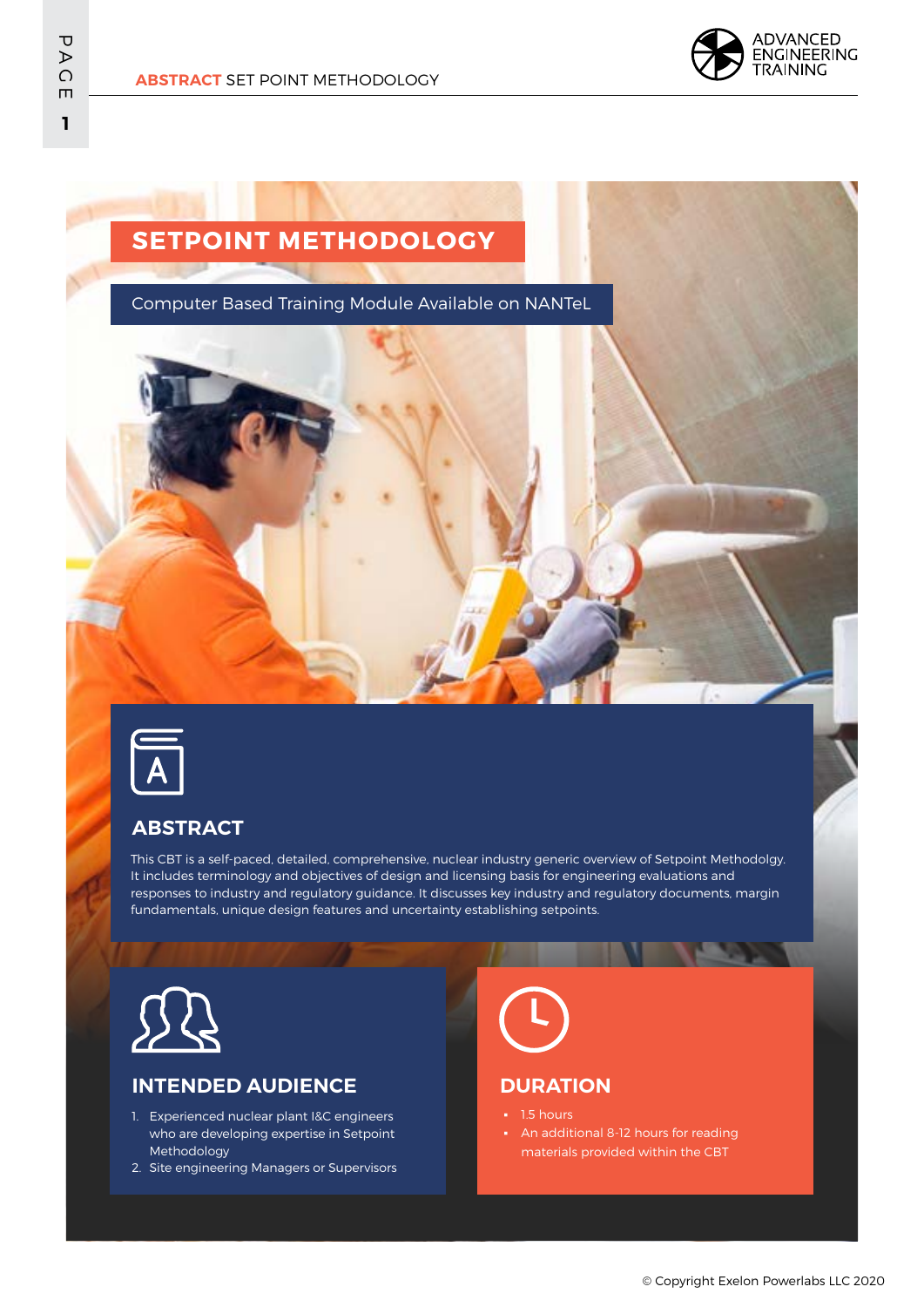# SETPOINT METHODOLOGY

Computer Based Training Module Available on NANTeL

## ABSTRACT

This CBT is a self-paced, detailed, comprehensive, nuclear industry generic overview of Setpoint Methodolgy. It includes terminology and objectives of design and licensing basis for engineering evaluations and responses to industry and regulatory guidance. It discusses key industry and regulatory documents, margin fundamentals, unique design features and uncertainty establishing setpoints.

## INTENDED AUDIENCE

1. Experienced nuclear plant I&C engineers who are developing expertise in Setpoint Methodology
2. Site engineering Managers or Supervisors

## DURATION

- 1.5 hours
- An additional 8-12 hours for reading materials provided within the CBT

© Copyright Exelon Powerlabs LLC 2020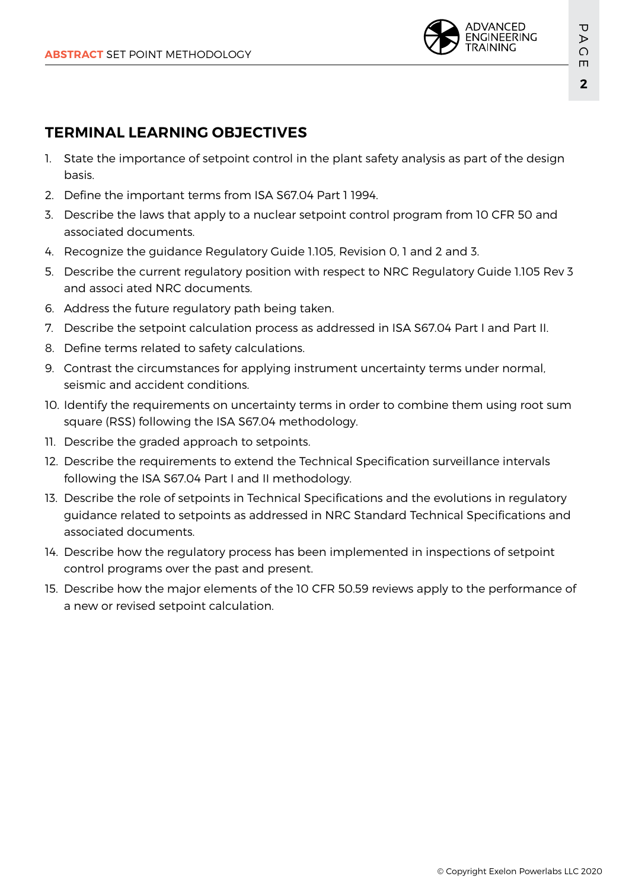## TERMINAL LEARNING OBJECTIVES

1. State the importance of setpoint control in the plant safety analysis as part of the design basis.
2. Define the important terms from ISA S67.04 Part 1 1994.
3. Describe the laws that apply to a nuclear setpoint control program from 10 CFR 50 and associated documents.
4. Recognize the guidance Regulatory Guide 1.105, Revision 0, 1 and 2 and 3.
5. Describe the current regulatory position with respect to NRC Regulatory Guide 1.105 Rev 3 and associ ated NRC documents.
6. Address the future regulatory path being taken.
7. Describe the setpoint calculation process as addressed in ISA S67.04 Part I and Part II.
8. Define terms related to safety calculations.
9. Contrast the circumstances for applying instrument uncertainty terms under normal, seismic and accident conditions.
10. Identify the requirements on uncertainty terms in order to combine them using root sum square (RSS) following the ISA S67.04 methodology.
11. Describe the graded approach to setpoints.
12. Describe the requirements to extend the Technical Specification surveillance intervals following the ISA S67.04 Part I and II methodology.
13. Describe the role of setpoints in Technical Specifications and the evolutions in regulatory guidance related to setpoints as addressed in NRC Standard Technical Specifications and associated documents.
14. Describe how the regulatory process has been implemented in inspections of setpoint control programs over the past and present.
15. Describe how the major elements of the 10 CFR 50.59 reviews apply to the performance of a new or revised setpoint calculation.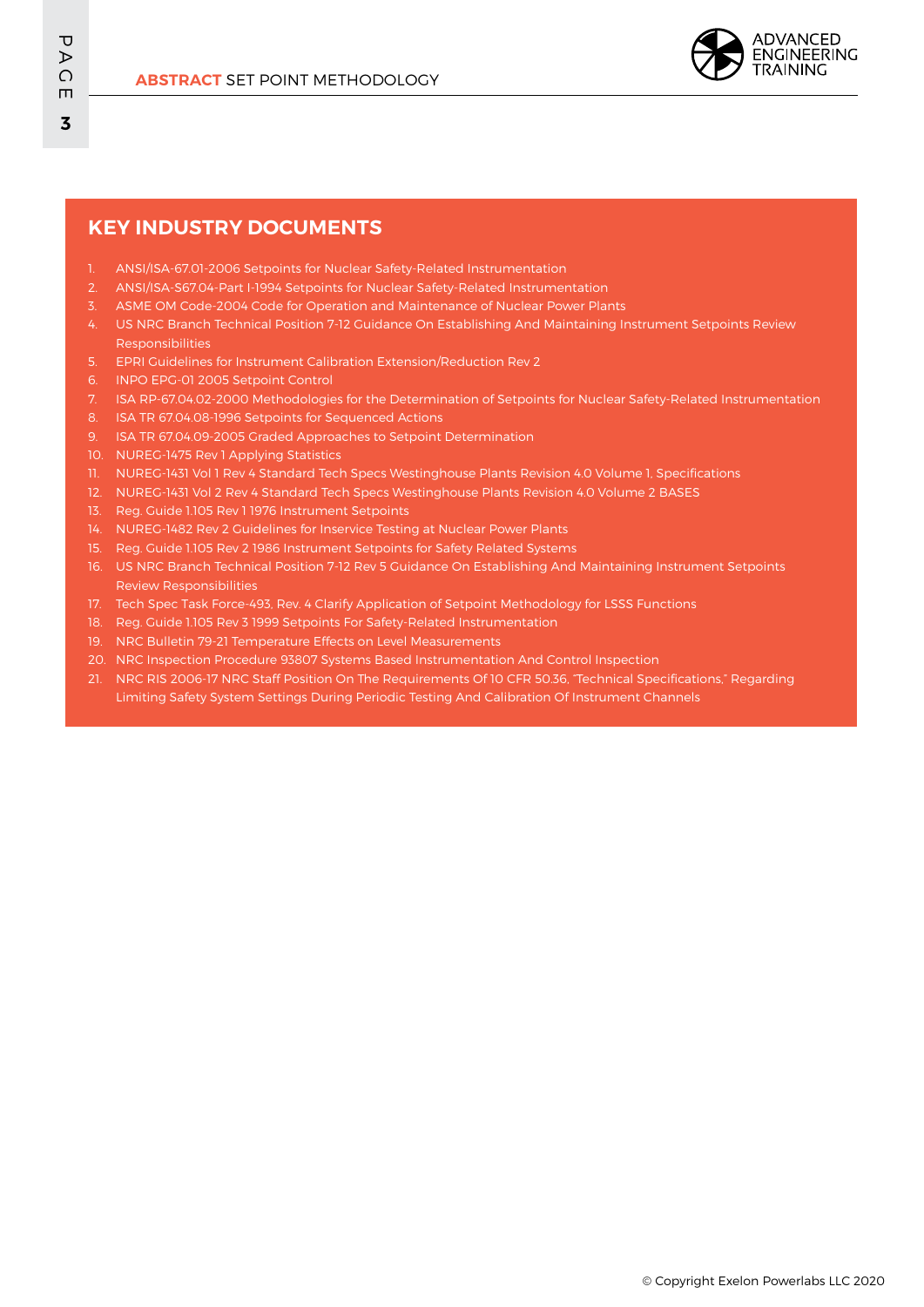## KEY INDUSTRY DOCUMENTS

1. ANSI/ISA-67.01-2006 Setpoints for Nuclear Safety-Related Instrumentation
2. ANSI/ISA-S67.04-Part I-1994 Setpoints for Nuclear Safety-Related Instrumentation
3. ASME OM Code-2004 Code for Operation and Maintenance of Nuclear Power Plants
4. US NRC Branch Technical Position 7-12 Guidance On Establishing And Maintaining Instrument Setpoints Review Responsibilities
5. EPRI Guidelines for Instrument Calibration Extension/Reduction Rev 2
6. INPO EPG-01 2005 Setpoint Control
7. ISA RP-67.04.02-2000 Methodologies for the Determination of Setpoints for Nuclear Safety-Related Instrumentation
8. ISA TR 67.04.08-1996 Setpoints for Sequenced Actions
9. ISA TR 67.04.09-2005 Graded Approaches to Setpoint Determination
10. NUREG-1475 Rev 1 Applying Statistics
11. NUREG-1431 Vol 1 Rev 4 Standard Tech Specs Westinghouse Plants Revision 4.0 Volume 1, Specifications
12. NUREG-1431 Vol 2 Rev 4 Standard Tech Specs Westinghouse Plants Revision 4.0 Volume 2 BASES
13. Reg. Guide 1.105 Rev 1 1976 Instrument Setpoints
14. NUREG-1482 Rev 2 Guidelines for Inservice Testing at Nuclear Power Plants
15. Reg. Guide 1.105 Rev 2 1986 Instrument Setpoints for Safety Related Systems
16. US NRC Branch Technical Position 7-12 Rev 5 Guidance On Establishing And Maintaining Instrument Setpoints Review Responsibilities
17. Tech Spec Task Force-493, Rev. 4 Clarify Application of Setpoint Methodology for LSSS Functions
18. Reg. Guide 1.105 Rev 3 1999 Setpoints For Safety-Related Instrumentation
19. NRC Bulletin 79-21 Temperature Effects on Level Measurements
20. NRC Inspection Procedure 93807 Systems Based Instrumentation And Control Inspection
21. NRC RIS 2006-17 NRC Staff Position On The Requirements Of 10 CFR 50.36, "Technical Specifications," Regarding Limiting Safety System Settings During Periodic Testing And Calibration Of Instrument Channels

© Copyright Exelon Powerlabs LLC 2020